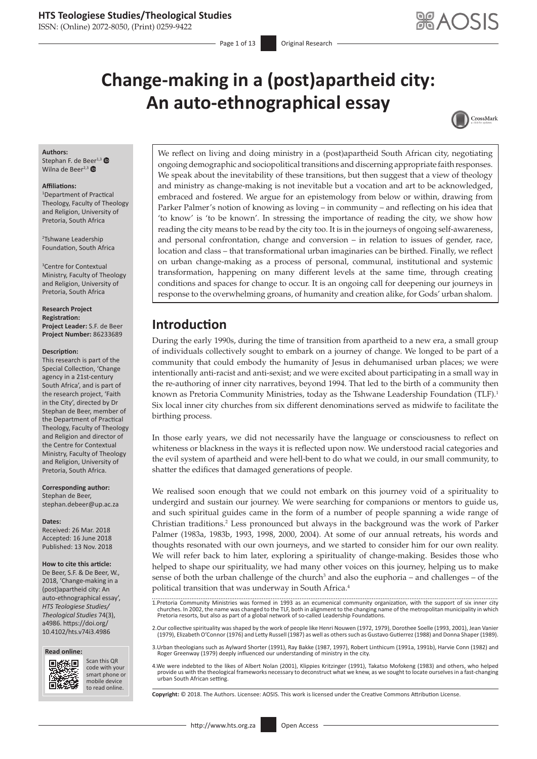# Change-making in a (post)apartheid city: An auto-ethnographical essay

**Authors:**
Stephan F. de Beer[1,3]
Wilna de Beer[2,3]

**Affiliations:**
[1]Department of Practical Theology, Faculty of Theology and Religion, University of Pretoria, South Africa

[2]Tshwane Leadership Foundation, South Africa

[3]Centre for Contextual Ministry, Faculty of Theology and Religion, University of Pretoria, South Africa

**Research Project Registration:**
**Project Leader:** S.F. de Beer
**Project Number:** 86233689

**Description:**
This research is part of the Special Collection, 'Change agency in a 21st-century South Africa', and is part of the research project, 'Faith in the City', directed by Dr Stephan de Beer, member of the Department of Practical Theology, Faculty of Theology and Religion and director of the Centre for Contextual Ministry, Faculty of Theology and Religion, University of Pretoria, South Africa.

**Corresponding author:**
Stephan de Beer,
stephan.debeer@up.ac.za

**Dates:**
Received: 26 Mar. 2018
Accepted: 16 June 2018
Published: 13 Nov. 2018

**How to cite this article:**
De Beer, S.F. & De Beer, W., 2018, 'Change-making in a (post)apartheid city: An auto-ethnographical essay', *HTS Teologiese Studies/Theological Studies* 74(3), a4986. https://doi.org/10.4102/hts.v74i3.4986

**Read online:**
Scan this QR code with your smart phone or mobile device to read online.

We reflect on living and doing ministry in a (post)apartheid South African city, negotiating ongoing demographic and sociopolitical transitions and discerning appropriate faith responses. We speak about the inevitability of these transitions, but then suggest that a view of theology and ministry as change-making is not inevitable but a vocation and art to be acknowledged, embraced and fostered. We argue for an epistemology from below or within, drawing from Parker Palmer's notion of knowing as loving – in community – and reflecting on his idea that 'to know' is 'to be known'. In stressing the importance of reading the city, we show how reading the city means to be read by the city too. It is in the journeys of ongoing self-awareness, and personal confrontation, change and conversion – in relation to issues of gender, race, location and class – that transformational urban imaginaries can be birthed. Finally, we reflect on urban change-making as a process of personal, communal, institutional and systemic transformation, happening on many different levels at the same time, through creating conditions and spaces for change to occur. It is an ongoing call for deepening our journeys in response to the overwhelming groans, of humanity and creation alike, for Gods' urban shalom.

## Introduction

During the early 1990s, during the time of transition from apartheid to a new era, a small group of individuals collectively sought to embark on a journey of change. We longed to be part of a community that could embody the humanity of Jesus in dehumanised urban places; we were intentionally anti-racist and anti-sexist; and we were excited about participating in a small way in the re-authoring of inner city narratives, beyond 1994. That led to the birth of a community then known as Pretoria Community Ministries, today as the Tshwane Leadership Foundation (TLF).[1] Six local inner city churches from six different denominations served as midwife to facilitate the birthing process.

In those early years, we did not necessarily have the language or consciousness to reflect on whiteness or blackness in the ways it is reflected upon now. We understood racial categories and the evil system of apartheid and were hell-bent to do what we could, in our small community, to shatter the edifices that damaged generations of people.

We realised soon enough that we could not embark on this journey void of a spirituality to undergird and sustain our journey. We were searching for companions or mentors to guide us, and such spiritual guides came in the form of a number of people spanning a wide range of Christian traditions.[2] Less pronounced but always in the background was the work of Parker Palmer (1983a, 1983b, 1993, 1998, 2000, 2004). At some of our annual retreats, his words and thoughts resonated with our own journeys, and we started to consider him for our own reality. We will refer back to him later, exploring a spirituality of change-making. Besides those who helped to shape our spirituality, we had many other voices on this journey, helping us to make sense of both the urban challenge of the church[3] and also the euphoria – and challenges – of the political transition that was underway in South Africa.[4]

1. Pretoria Community Ministries was formed in 1993 as an ecumenical community organization, with the support of six inner city churches. In 2002, the name was changed to the TLF, both in alignment to the changing name of the metropolitan municipality in which Pretoria resorts, but also as part of a global network of so-called Leadership Foundations.

2. Our collective spirituality was shaped by the work of people like Henri Nouwen (1972, 1979), Dorothee Soelle (1993, 2001), Jean Vanier (1979), Elizabeth O'Connor (1976) and Letty Russell (1987) as well as others such as Gustavo Gutierrez (1988) and Donna Shaper (1989).

3. Urban theologians such as Aylward Shorter (1991), Ray Bakke (1987, 1997), Robert Linthicum (1991a, 1991b), Harvie Conn (1982) and Roger Greenway (1979) deeply influenced our understanding of ministry in the city.

4. We were indebted to the likes of Albert Nolan (2001), Klippies Kritzinger (1991), Takatso Mofokeng (1983) and others, who helped provide us with the theological frameworks necessary to deconstruct what we knew, as we sought to locate ourselves in a fast-changing urban South African setting.

**Copyright:** © 2018. The Authors. Licensee: AOSIS. This work is licensed under the Creative Commons Attribution License.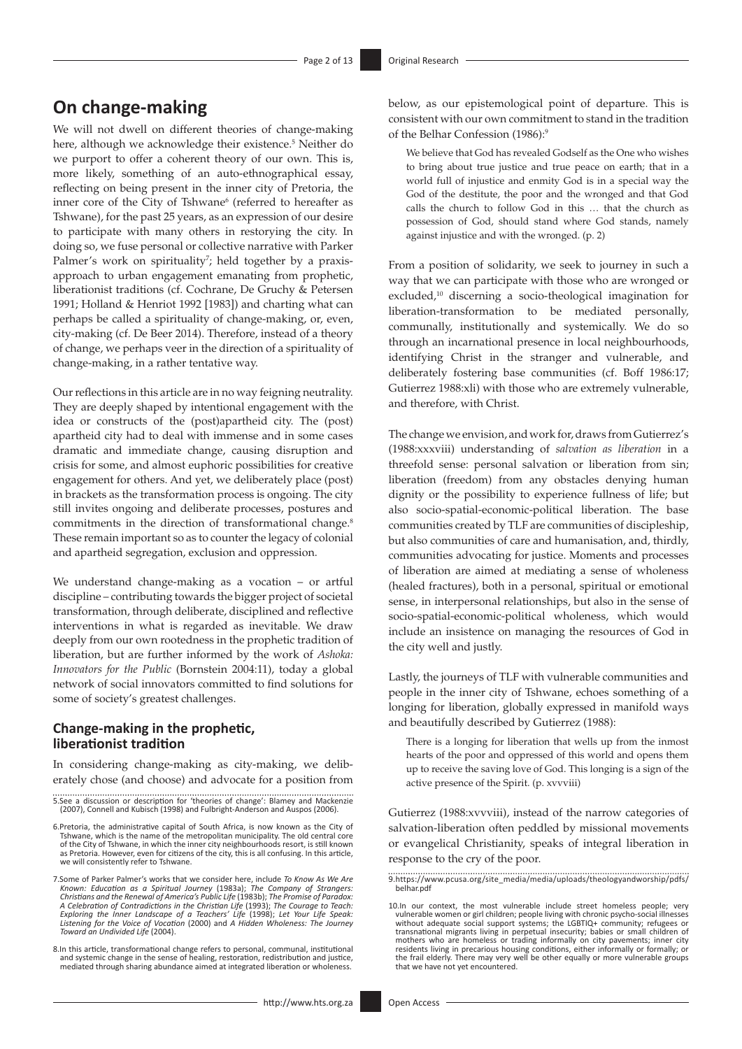## On change-making

We will not dwell on different theories of change-making here, although we acknowledge their existence.[5] Neither do we purport to offer a coherent theory of our own. This is, more likely, something of an auto-ethnographical essay, reflecting on being present in the inner city of Pretoria, the inner core of the City of Tshwane[6] (referred to hereafter as Tshwane), for the past 25 years, as an expression of our desire to participate with many others in restorying the city. In doing so, we fuse personal or collective narrative with Parker Palmer's work on spirituality[7]; held together by a praxis-approach to urban engagement emanating from prophetic, liberationist traditions (cf. Cochrane, De Gruchy & Petersen 1991; Holland & Henriot 1992 [1983]) and charting what can perhaps be called a spirituality of change-making, or, even, city-making (cf. De Beer 2014). Therefore, instead of a theory of change, we perhaps veer in the direction of a spirituality of change-making, in a rather tentative way.

Our reflections in this article are in no way feigning neutrality. They are deeply shaped by intentional engagement with the idea or constructs of the (post)apartheid city. The (post) apartheid city had to deal with immense and in some cases dramatic and immediate change, causing disruption and crisis for some, and almost euphoric possibilities for creative engagement for others. And yet, we deliberately place (post) in brackets as the transformation process is ongoing. The city still invites ongoing and deliberate processes, postures and commitments in the direction of transformational change.[8] These remain important so as to counter the legacy of colonial and apartheid segregation, exclusion and oppression.

We understand change-making as a vocation – or artful discipline – contributing towards the bigger project of societal transformation, through deliberate, disciplined and reflective interventions in what is regarded as inevitable. We draw deeply from our own rootedness in the prophetic tradition of liberation, but are further informed by the work of *Ashoka: Innovators for the Public* (Bornstein 2004:11), today a global network of social innovators committed to find solutions for some of society's greatest challenges.

### Change-making in the prophetic, liberationist tradition

In considering change-making as city-making, we deliberately chose (and choose) and advocate for a position from below, as our epistemological point of departure. This is consistent with our own commitment to stand in the tradition of the Belhar Confession (1986):[9]

> We believe that God has revealed Godself as the One who wishes to bring about true justice and true peace on earth; that in a world full of injustice and enmity God is in a special way the God of the destitute, the poor and the wronged and that God calls the church to follow God in this … that the church as possession of God, should stand where God stands, namely against injustice and with the wronged. (p. 2)

From a position of solidarity, we seek to journey in such a way that we can participate with those who are wronged or excluded,[10] discerning a socio-theological imagination for liberation-transformation to be mediated personally, communally, institutionally and systemically. We do so through an incarnational presence in local neighbourhoods, identifying Christ in the stranger and vulnerable, and deliberately fostering base communities (cf. Boff 1986:17; Gutierrez 1988:xli) with those who are extremely vulnerable, and therefore, with Christ.

The change we envision, and work for, draws from Gutierrez's (1988:xxxviii) understanding of *salvation as liberation* in a threefold sense: personal salvation or liberation from sin; liberation (freedom) from any obstacles denying human dignity or the possibility to experience fullness of life; but also socio-spatial-economic-political liberation. The base communities created by TLF are communities of discipleship, but also communities of care and humanisation, and, thirdly, communities advocating for justice. Moments and processes of liberation are aimed at mediating a sense of wholeness (healed fractures), both in a personal, spiritual or emotional sense, in interpersonal relationships, but also in the sense of socio-spatial-economic-political wholeness, which would include an insistence on managing the resources of God in the city well and justly.

Lastly, the journeys of TLF with vulnerable communities and people in the inner city of Tshwane, echoes something of a longing for liberation, globally expressed in manifold ways and beautifully described by Gutierrez (1988):

> There is a longing for liberation that wells up from the inmost hearts of the poor and oppressed of this world and opens them up to receive the saving love of God. This longing is a sign of the active presence of the Spirit. (p. xvvviii)

Gutierrez (1988:xvvviii), instead of the narrow categories of salvation-liberation often peddled by missional movements or evangelical Christianity, speaks of integral liberation in response to the cry of the poor.

---

5. See a discussion or description for 'theories of change': Blamey and Mackenzie (2007), Connell and Kubisch (1998) and Fulbright-Anderson and Auspos (2006).

6. Pretoria, the administrative capital of South Africa, is now known as the City of Tshwane, which is the name of the metropolitan municipality. The old central core of the City of Tshwane, in which the inner city neighbourhoods resort, is still known as Pretoria. However, even for citizens of the city, this is all confusing. In this article, we will consistently refer to Tshwane.

7. Some of Parker Palmer's works that we consider here, include *To Know As We Are Known: Education as a Spiritual Journey* (1983a); *The Company of Strangers: Christians and the Renewal of America's Public Life* (1983b); *The Promise of Paradox: A Celebration of Contradictions in the Christian Life* (1993); *The Courage to Teach: Exploring the Inner Landscape of a Teachers' Life* (1998); *Let Your Life Speak: Listening for the Voice of Vocation* (2000) and *A Hidden Wholeness: The Journey Toward an Undivided Life* (2004).

8. In this article, transformational change refers to personal, communal, institutional and systemic change in the sense of healing, restoration, redistribution and justice, mediated through sharing abundance aimed at integrated liberation or wholeness.

9. https://www.pcusa.org/site_media/media/uploads/theologyandworship/pdfs/belhar.pdf

10. In our context, the most vulnerable include street homeless people; very vulnerable women or girl children; people living with chronic psycho-social illnesses without adequate social support systems; the LGBTIQ+ community; refugees or transnational migrants living in perpetual insecurity; babies or small children of mothers who are homeless or trading informally on city pavements; inner city residents living in precarious housing conditions, either informally or formally; or the frail elderly. There may very well be other equally or more vulnerable groups that we have not yet encountered.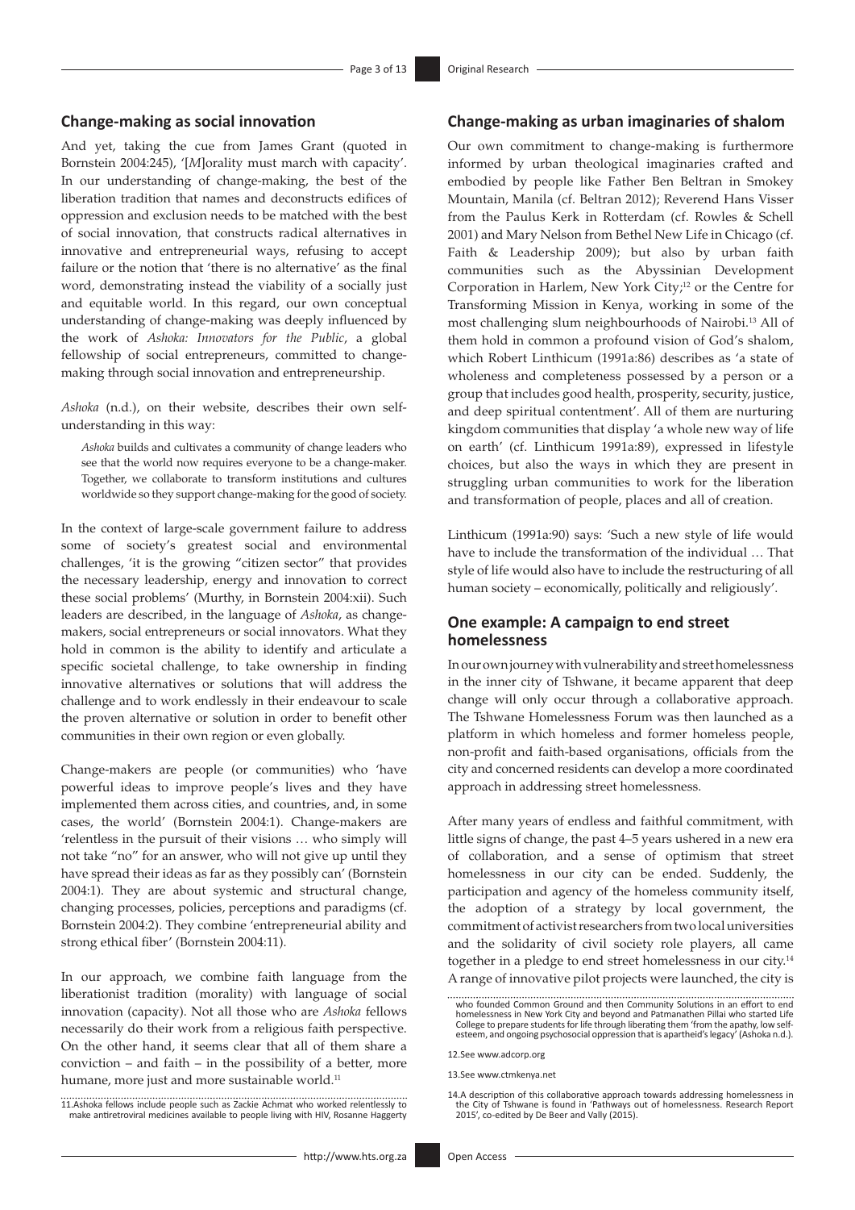## Change-making as social innovation

And yet, taking the cue from James Grant (quoted in Bornstein 2004:245), '[*M*]orality must march with capacity'. In our understanding of change-making, the best of the liberation tradition that names and deconstructs edifices of oppression and exclusion needs to be matched with the best of social innovation, that constructs radical alternatives in innovative and entrepreneurial ways, refusing to accept failure or the notion that 'there is no alternative' as the final word, demonstrating instead the viability of a socially just and equitable world. In this regard, our own conceptual understanding of change-making was deeply influenced by the work of *Ashoka: Innovators for the Public*, a global fellowship of social entrepreneurs, committed to change-making through social innovation and entrepreneurship.

*Ashoka* (n.d.), on their website, describes their own self-understanding in this way:

> *Ashoka* builds and cultivates a community of change leaders who see that the world now requires everyone to be a change-maker. Together, we collaborate to transform institutions and cultures worldwide so they support change-making for the good of society.

In the context of large-scale government failure to address some of society's greatest social and environmental challenges, 'it is the growing "citizen sector" that provides the necessary leadership, energy and innovation to correct these social problems' (Murthy, in Bornstein 2004:xii). Such leaders are described, in the language of *Ashoka*, as change-makers, social entrepreneurs or social innovators. What they hold in common is the ability to identify and articulate a specific societal challenge, to take ownership in finding innovative alternatives or solutions that will address the challenge and to work endlessly in their endeavour to scale the proven alternative or solution in order to benefit other communities in their own region or even globally.

Change-makers are people (or communities) who 'have powerful ideas to improve people's lives and they have implemented them across cities, and countries, and, in some cases, the world' (Bornstein 2004:1). Change-makers are 'relentless in the pursuit of their visions … who simply will not take "no" for an answer, who will not give up until they have spread their ideas as far as they possibly can' (Bornstein 2004:1). They are about systemic and structural change, changing processes, policies, perceptions and paradigms (cf. Bornstein 2004:2). They combine 'entrepreneurial ability and strong ethical fiber' (Bornstein 2004:11).

In our approach, we combine faith language from the liberationist tradition (morality) with language of social innovation (capacity). Not all those who are *Ashoka* fellows necessarily do their work from a religious faith perspective. On the other hand, it seems clear that all of them share a conviction – and faith – in the possibility of a better, more humane, more just and more sustainable world.[11]

## Change-making as urban imaginaries of shalom

Our own commitment to change-making is furthermore informed by urban theological imaginaries crafted and embodied by people like Father Ben Beltran in Smokey Mountain, Manila (cf. Beltran 2012); Reverend Hans Visser from the Paulus Kerk in Rotterdam (cf. Rowles & Schell 2001) and Mary Nelson from Bethel New Life in Chicago (cf. Faith & Leadership 2009); but also by urban faith communities such as the Abyssinian Development Corporation in Harlem, New York City;[12] or the Centre for Transforming Mission in Kenya, working in some of the most challenging slum neighbourhoods of Nairobi.[13] All of them hold in common a profound vision of God's shalom, which Robert Linthicum (1991a:86) describes as 'a state of wholeness and completeness possessed by a person or a group that includes good health, prosperity, security, justice, and deep spiritual contentment'. All of them are nurturing kingdom communities that display 'a whole new way of life on earth' (cf. Linthicum 1991a:89), expressed in lifestyle choices, but also the ways in which they are present in struggling urban communities to work for the liberation and transformation of people, places and all of creation.

Linthicum (1991a:90) says: 'Such a new style of life would have to include the transformation of the individual … That style of life would also have to include the restructuring of all human society – economically, politically and religiously'.

## One example: A campaign to end street homelessness

In our own journey with vulnerability and street homelessness in the inner city of Tshwane, it became apparent that deep change will only occur through a collaborative approach. The Tshwane Homelessness Forum was then launched as a platform in which homeless and former homeless people, non-profit and faith-based organisations, officials from the city and concerned residents can develop a more coordinated approach in addressing street homelessness.

After many years of endless and faithful commitment, with little signs of change, the past 4–5 years ushered in a new era of collaboration, and a sense of optimism that street homelessness in our city can be ended. Suddenly, the participation and agency of the homeless community itself, the adoption of a strategy by local government, the commitment of activist researchers from two local universities and the solidarity of civil society role players, all came together in a pledge to end street homelessness in our city.[14] A range of innovative pilot projects were launched, the city is

---

11. Ashoka fellows include people such as Zackie Achmat who worked relentlessly to make antiretroviral medicines available to people living with HIV, Rosanne Haggerty who founded Common Ground and then Community Solutions in an effort to end homelessness in New York City and beyond and Patmanathen Pillai who started Life College to prepare students for life through liberating them 'from the apathy, low self-esteem, and ongoing psychosocial oppression that is apartheid's legacy' (Ashoka n.d.).

12. See www.adcorp.org

13. See www.ctmkenya.net

14. A description of this collaborative approach towards addressing homelessness in the City of Tshwane is found in 'Pathways out of homelessness. Research Report 2015', co-edited by De Beer and Vally (2015).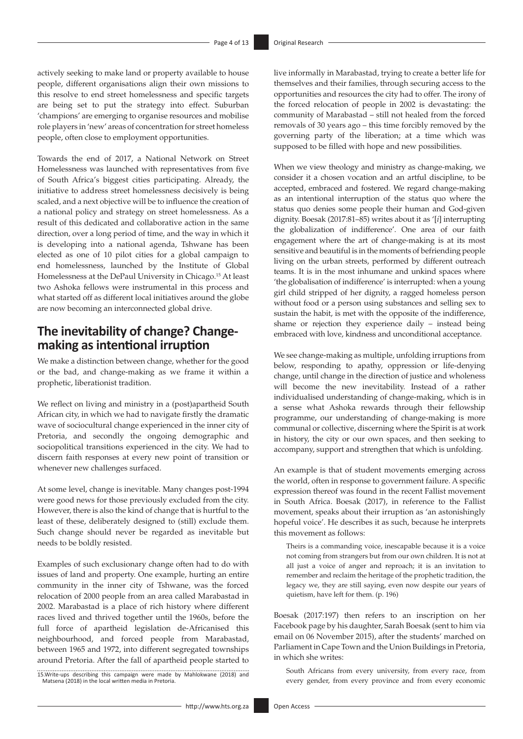actively seeking to make land or property available to house people, different organisations align their own missions to this resolve to end street homelessness and specific targets are being set to put the strategy into effect. Suburban 'champions' are emerging to organise resources and mobilise role players in 'new' areas of concentration for street homeless people, often close to employment opportunities.

Towards the end of 2017, a National Network on Street Homelessness was launched with representatives from five of South Africa's biggest cities participating. Already, the initiative to address street homelessness decisively is being scaled, and a next objective will be to influence the creation of a national policy and strategy on street homelessness. As a result of this dedicated and collaborative action in the same direction, over a long period of time, and the way in which it is developing into a national agenda, Tshwane has been elected as one of 10 pilot cities for a global campaign to end homelessness, launched by the Institute of Global Homelessness at the DePaul University in Chicago.[15] At least two Ashoka fellows were instrumental in this process and what started off as different local initiatives around the globe are now becoming an interconnected global drive.

## The inevitability of change? Change-making as intentional irruption

We make a distinction between change, whether for the good or the bad, and change-making as we frame it within a prophetic, liberationist tradition.

We reflect on living and ministry in a (post)apartheid South African city, in which we had to navigate firstly the dramatic wave of sociocultural change experienced in the inner city of Pretoria, and secondly the ongoing demographic and sociopolitical transitions experienced in the city. We had to discern faith responses at every new point of transition or whenever new challenges surfaced.

At some level, change is inevitable. Many changes post-1994 were good news for those previously excluded from the city. However, there is also the kind of change that is hurtful to the least of these, deliberately designed to (still) exclude them. Such change should never be regarded as inevitable but needs to be boldly resisted.

Examples of such exclusionary change often had to do with issues of land and property. One example, hurting an entire community in the inner city of Tshwane, was the forced relocation of 2000 people from an area called Marabastad in 2002. Marabastad is a place of rich history where different races lived and thrived together until the 1960s, before the full force of apartheid legislation de-Africanised this neighbourhood, and forced people from Marabastad, between 1965 and 1972, into different segregated townships around Pretoria. After the fall of apartheid people started to live informally in Marabastad, trying to create a better life for themselves and their families, through securing access to the opportunities and resources the city had to offer. The irony of the forced relocation of people in 2002 is devastating: the community of Marabastad – still not healed from the forced removals of 30 years ago – this time forcibly removed by the governing party of the liberation; at a time which was supposed to be filled with hope and new possibilities.

When we view theology and ministry as change-making, we consider it a chosen vocation and an artful discipline, to be accepted, embraced and fostered. We regard change-making as an intentional interruption of the status quo where the status quo denies some people their human and God-given dignity. Boesak (2017:81–85) writes about it as '[*i*] interrupting the globalization of indifference'. One area of our faith engagement where the art of change-making is at its most sensitive and beautiful is in the moments of befriending people living on the urban streets, performed by different outreach teams. It is in the most inhumane and unkind spaces where 'the globalisation of indifference' is interrupted: when a young girl child stripped of her dignity, a ragged homeless person without food or a person using substances and selling sex to sustain the habit, is met with the opposite of the indifference, shame or rejection they experience daily – instead being embraced with love, kindness and unconditional acceptance.

We see change-making as multiple, unfolding irruptions from below, responding to apathy, oppression or life-denying change, until change in the direction of justice and wholeness will become the new inevitability. Instead of a rather individualised understanding of change-making, which is in a sense what Ashoka rewards through their fellowship programme, our understanding of change-making is more communal or collective, discerning where the Spirit is at work in history, the city or our own spaces, and then seeking to accompany, support and strengthen that which is unfolding.

An example is that of student movements emerging across the world, often in response to government failure. A specific expression thereof was found in the recent Fallist movement in South Africa. Boesak (2017), in reference to the Fallist movement, speaks about their irruption as 'an astonishingly hopeful voice'. He describes it as such, because he interprets this movement as follows:

> Theirs is a commanding voice, inescapable because it is a voice not coming from strangers but from our own children. It is not at all just a voice of anger and reproach; it is an invitation to remember and reclaim the heritage of the prophetic tradition, the legacy we, they are still saying, even now despite our years of quietism, have left for them. (p. 196)

Boesak (2017:197) then refers to an inscription on her Facebook page by his daughter, Sarah Boesak (sent to him via email on 06 November 2015), after the students' marched on Parliament in Cape Town and the Union Buildings in Pretoria, in which she writes:

> South Africans from every university, from every race, from every gender, from every province and from every economic

15. Write-ups describing this campaign were made by Mahlokwane (2018) and Matsena (2018) in the local written media in Pretoria.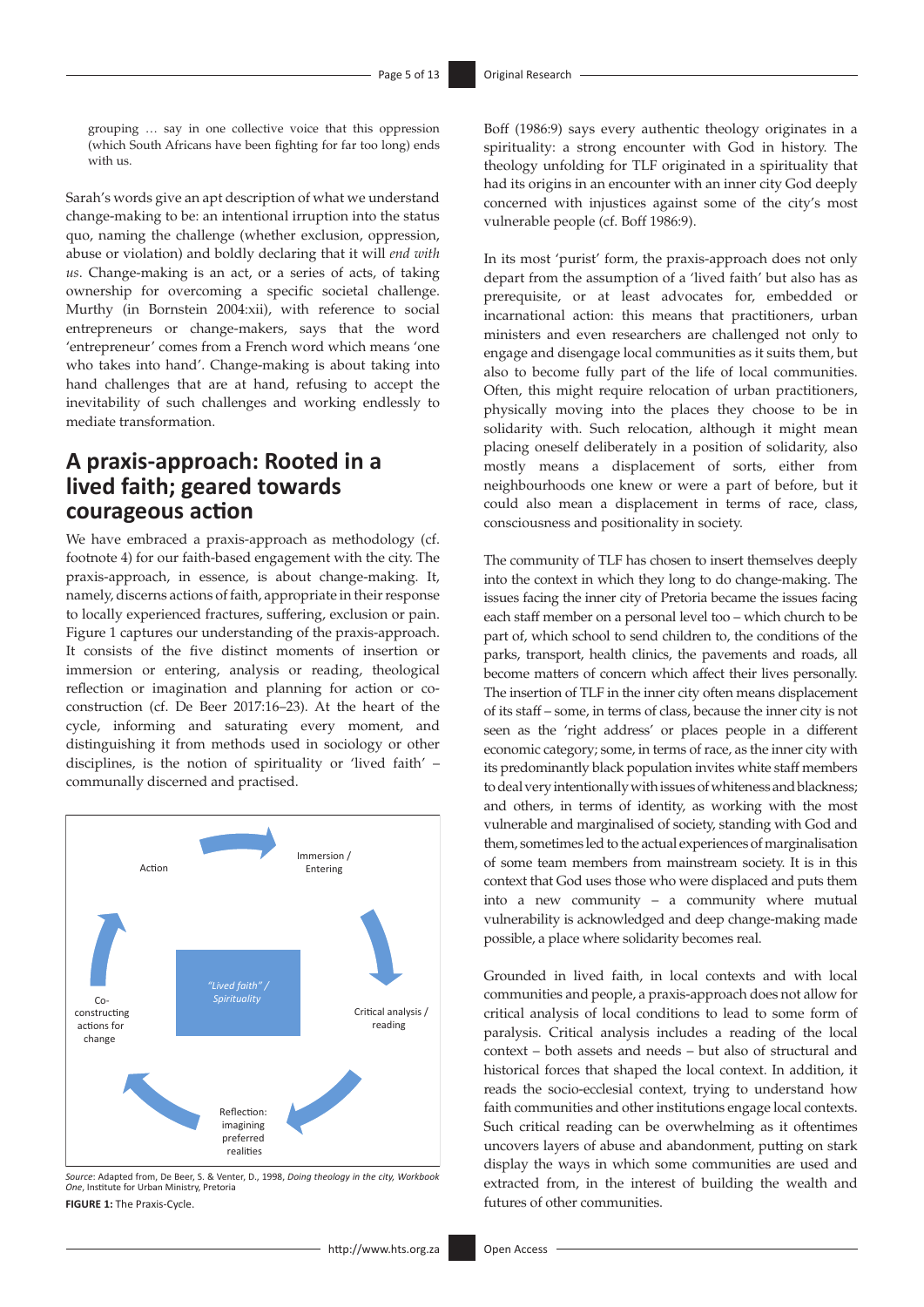grouping … say in one collective voice that this oppression (which South Africans have been fighting for far too long) ends with us.

Sarah's words give an apt description of what we understand change-making to be: an intentional irruption into the status quo, naming the challenge (whether exclusion, oppression, abuse or violation) and boldly declaring that it will *end with us*. Change-making is an act, or a series of acts, of taking ownership for overcoming a specific societal challenge. Murthy (in Bornstein 2004:xii), with reference to social entrepreneurs or change-makers, says that the word 'entrepreneur' comes from a French word which means 'one who takes into hand'. Change-making is about taking into hand challenges that are at hand, refusing to accept the inevitability of such challenges and working endlessly to mediate transformation.

## A praxis-approach: Rooted in a lived faith; geared towards courageous action

We have embraced a praxis-approach as methodology (cf. footnote 4) for our faith-based engagement with the city. The praxis-approach, in essence, is about change-making. It, namely, discerns actions of faith, appropriate in their response to locally experienced fractures, suffering, exclusion or pain. Figure 1 captures our understanding of the praxis-approach. It consists of the five distinct moments of insertion or immersion or entering, analysis or reading, theological reflection or imagination and planning for action or co-construction (cf. De Beer 2017:16–23). At the heart of the cycle, informing and saturating every moment, and distinguishing it from methods used in sociology or other disciplines, is the notion of spirituality or 'lived faith' – communally discerned and practised.

Action

Immersion / Entering

"Lived faith" / Spirituality

Critical analysis / reading

Reflection: imagining preferred realities

Co-constructing actions for change

*Source*: Adapted from, De Beer, S. & Venter, D., 1998, *Doing theology in the city, Workbook One*, Institute for Urban Ministry, Pretoria

**FIGURE 1:** The Praxis-Cycle.

Boff (1986:9) says every authentic theology originates in a spirituality: a strong encounter with God in history. The theology unfolding for TLF originated in a spirituality that had its origins in an encounter with an inner city God deeply concerned with injustices against some of the city's most vulnerable people (cf. Boff 1986:9).

In its most 'purist' form, the praxis-approach does not only depart from the assumption of a 'lived faith' but also has as prerequisite, or at least advocates for, embedded or incarnational action: this means that practitioners, urban ministers and even researchers are challenged not only to engage and disengage local communities as it suits them, but also to become fully part of the life of local communities. Often, this might require relocation of urban practitioners, physically moving into the places they choose to be in solidarity with. Such relocation, although it might mean placing oneself deliberately in a position of solidarity, also mostly means a displacement of sorts, either from neighbourhoods one knew or were a part of before, but it could also mean a displacement in terms of race, class, consciousness and positionality in society.

The community of TLF has chosen to insert themselves deeply into the context in which they long to do change-making. The issues facing the inner city of Pretoria became the issues facing each staff member on a personal level too – which church to be part of, which school to send children to, the conditions of the parks, transport, health clinics, the pavements and roads, all become matters of concern which affect their lives personally. The insertion of TLF in the inner city often means displacement of its staff – some, in terms of class, because the inner city is not seen as the 'right address' or places people in a different economic category; some, in terms of race, as the inner city with its predominantly black population invites white staff members to deal very intentionally with issues of whiteness and blackness; and others, in terms of identity, as working with the most vulnerable and marginalised of society, standing with God and them, sometimes led to the actual experiences of marginalisation of some team members from mainstream society. It is in this context that God uses those who were displaced and puts them into a new community – a community where mutual vulnerability is acknowledged and deep change-making made possible, a place where solidarity becomes real.

Grounded in lived faith, in local contexts and with local communities and people, a praxis-approach does not allow for critical analysis of local conditions to lead to some form of paralysis. Critical analysis includes a reading of the local context – both assets and needs – but also of structural and historical forces that shaped the local context. In addition, it reads the socio-ecclesial context, trying to understand how faith communities and other institutions engage local contexts. Such critical reading can be overwhelming as it oftentimes uncovers layers of abuse and abandonment, putting on stark display the ways in which some communities are used and extracted from, in the interest of building the wealth and futures of other communities.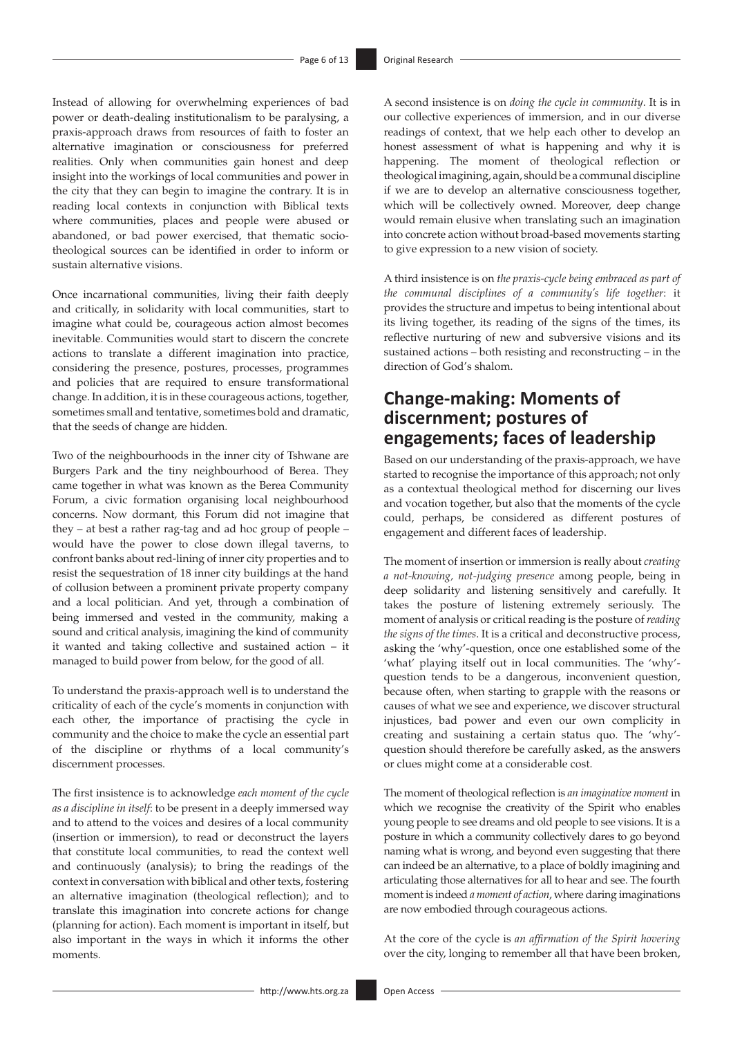Instead of allowing for overwhelming experiences of bad power or death-dealing institutionalism to be paralysing, a praxis-approach draws from resources of faith to foster an alternative imagination or consciousness for preferred realities. Only when communities gain honest and deep insight into the workings of local communities and power in the city that they can begin to imagine the contrary. It is in reading local contexts in conjunction with Biblical texts where communities, places and people were abused or abandoned, or bad power exercised, that thematic socio-theological sources can be identified in order to inform or sustain alternative visions.

Once incarnational communities, living their faith deeply and critically, in solidarity with local communities, start to imagine what could be, courageous action almost becomes inevitable. Communities would start to discern the concrete actions to translate a different imagination into practice, considering the presence, postures, processes, programmes and policies that are required to ensure transformational change. In addition, it is in these courageous actions, together, sometimes small and tentative, sometimes bold and dramatic, that the seeds of change are hidden.

Two of the neighbourhoods in the inner city of Tshwane are Burgers Park and the tiny neighbourhood of Berea. They came together in what was known as the Berea Community Forum, a civic formation organising local neighbourhood concerns. Now dormant, this Forum did not imagine that they – at best a rather rag-tag and ad hoc group of people – would have the power to close down illegal taverns, to confront banks about red-lining of inner city properties and to resist the sequestration of 18 inner city buildings at the hand of collusion between a prominent private property company and a local politician. And yet, through a combination of being immersed and vested in the community, making a sound and critical analysis, imagining the kind of community it wanted and taking collective and sustained action – it managed to build power from below, for the good of all.

To understand the praxis-approach well is to understand the criticality of each of the cycle's moments in conjunction with each other, the importance of practising the cycle in community and the choice to make the cycle an essential part of the discipline or rhythms of a local community's discernment processes.

The first insistence is to acknowledge *each moment of the cycle as a discipline in itself*: to be present in a deeply immersed way and to attend to the voices and desires of a local community (insertion or immersion), to read or deconstruct the layers that constitute local communities, to read the context well and continuously (analysis); to bring the readings of the context in conversation with biblical and other texts, fostering an alternative imagination (theological reflection); and to translate this imagination into concrete actions for change (planning for action). Each moment is important in itself, but also important in the ways in which it informs the other moments.

A second insistence is on *doing the cycle in community*. It is in our collective experiences of immersion, and in our diverse readings of context, that we help each other to develop an honest assessment of what is happening and why it is happening. The moment of theological reflection or theological imagining, again, should be a communal discipline if we are to develop an alternative consciousness together, which will be collectively owned. Moreover, deep change would remain elusive when translating such an imagination into concrete action without broad-based movements starting to give expression to a new vision of society.

A third insistence is on *the praxis-cycle being embraced as part of the communal disciplines of a community's life together*: it provides the structure and impetus to being intentional about its living together, its reading of the signs of the times, its reflective nurturing of new and subversive visions and its sustained actions – both resisting and reconstructing – in the direction of God's shalom.

## Change-making: Moments of discernment; postures of engagements; faces of leadership

Based on our understanding of the praxis-approach, we have started to recognise the importance of this approach; not only as a contextual theological method for discerning our lives and vocation together, but also that the moments of the cycle could, perhaps, be considered as different postures of engagement and different faces of leadership.

The moment of insertion or immersion is really about *creating a not-knowing, not-judging presence* among people, being in deep solidarity and listening sensitively and carefully. It takes the posture of listening extremely seriously. The moment of analysis or critical reading is the posture of *reading the signs of the times*. It is a critical and deconstructive process, asking the 'why'-question, once one established some of the 'what' playing itself out in local communities. The 'why'-question tends to be a dangerous, inconvenient question, because often, when starting to grapple with the reasons or causes of what we see and experience, we discover structural injustices, bad power and even our own complicity in creating and sustaining a certain status quo. The 'why'-question should therefore be carefully asked, as the answers or clues might come at a considerable cost.

The moment of theological reflection is *an imaginative moment* in which we recognise the creativity of the Spirit who enables young people to see dreams and old people to see visions. It is a posture in which a community collectively dares to go beyond naming what is wrong, and beyond even suggesting that there can indeed be an alternative, to a place of boldly imagining and articulating those alternatives for all to hear and see. The fourth moment is indeed *a moment of action*, where daring imaginations are now embodied through courageous actions.

At the core of the cycle is *an affirmation of the Spirit hovering* over the city, longing to remember all that have been broken,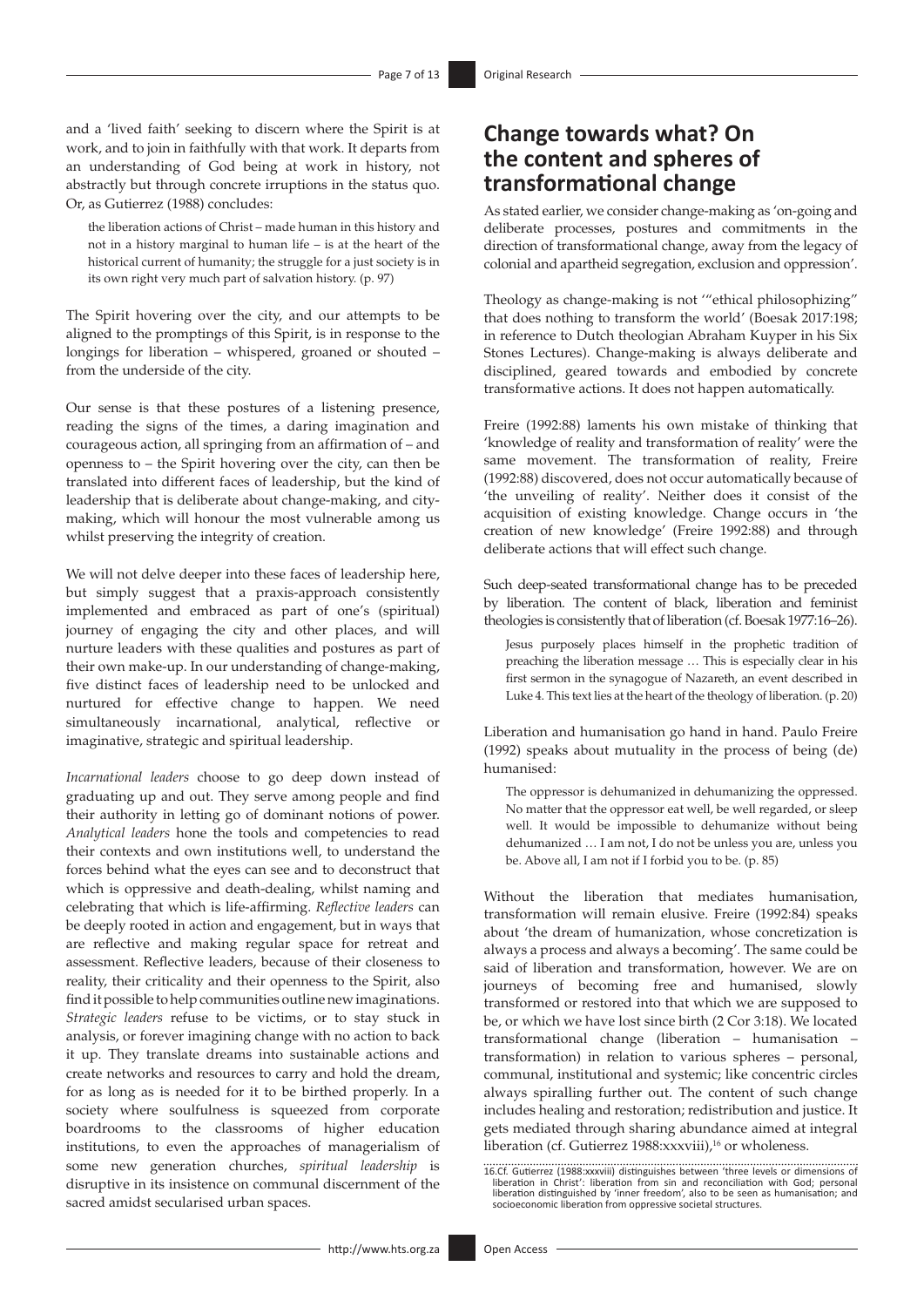and a 'lived faith' seeking to discern where the Spirit is at work, and to join in faithfully with that work. It departs from an understanding of God being at work in history, not abstractly but through concrete irruptions in the status quo. Or, as Gutierrez (1988) concludes:

> the liberation actions of Christ – made human in this history and not in a history marginal to human life – is at the heart of the historical current of humanity; the struggle for a just society is in its own right very much part of salvation history. (p. 97)

The Spirit hovering over the city, and our attempts to be aligned to the promptings of this Spirit, is in response to the longings for liberation – whispered, groaned or shouted – from the underside of the city.

Our sense is that these postures of a listening presence, reading the signs of the times, a daring imagination and courageous action, all springing from an affirmation of – and openness to – the Spirit hovering over the city, can then be translated into different faces of leadership, but the kind of leadership that is deliberate about change-making, and city-making, which will honour the most vulnerable among us whilst preserving the integrity of creation.

We will not delve deeper into these faces of leadership here, but simply suggest that a praxis-approach consistently implemented and embraced as part of one's (spiritual) journey of engaging the city and other places, and will nurture leaders with these qualities and postures as part of their own make-up. In our understanding of change-making, five distinct faces of leadership need to be unlocked and nurtured for effective change to happen. We need simultaneously incarnational, analytical, reflective or imaginative, strategic and spiritual leadership.

*Incarnational leaders* choose to go deep down instead of graduating up and out. They serve among people and find their authority in letting go of dominant notions of power. *Analytical leaders* hone the tools and competencies to read their contexts and own institutions well, to understand the forces behind what the eyes can see and to deconstruct that which is oppressive and death-dealing, whilst naming and celebrating that which is life-affirming. *Reflective leaders* can be deeply rooted in action and engagement, but in ways that are reflective and making regular space for retreat and assessment. Reflective leaders, because of their closeness to reality, their criticality and their openness to the Spirit, also find it possible to help communities outline new imaginations. *Strategic leaders* refuse to be victims, or to stay stuck in analysis, or forever imagining change with no action to back it up. They translate dreams into sustainable actions and create networks and resources to carry and hold the dream, for as long as is needed for it to be birthed properly. In a society where soulfulness is squeezed from corporate boardrooms to the classrooms of higher education institutions, to even the approaches of managerialism of some new generation churches, *spiritual leadership* is disruptive in its insistence on communal discernment of the sacred amidst secularised urban spaces.

## Change towards what? On the content and spheres of transformational change

As stated earlier, we consider change-making as 'on-going and deliberate processes, postures and commitments in the direction of transformational change, away from the legacy of colonial and apartheid segregation, exclusion and oppression'.

Theology as change-making is not '"ethical philosophizing" that does nothing to transform the world' (Boesak 2017:198; in reference to Dutch theologian Abraham Kuyper in his Six Stones Lectures). Change-making is always deliberate and disciplined, geared towards and embodied by concrete transformative actions. It does not happen automatically.

Freire (1992:88) laments his own mistake of thinking that 'knowledge of reality and transformation of reality' were the same movement. The transformation of reality, Freire (1992:88) discovered, does not occur automatically because of 'the unveiling of reality'. Neither does it consist of the acquisition of existing knowledge. Change occurs in 'the creation of new knowledge' (Freire 1992:88) and through deliberate actions that will effect such change.

Such deep-seated transformational change has to be preceded by liberation. The content of black, liberation and feminist theologies is consistently that of liberation (cf. Boesak 1977:16–26).

> Jesus purposely places himself in the prophetic tradition of preaching the liberation message … This is especially clear in his first sermon in the synagogue of Nazareth, an event described in Luke 4. This text lies at the heart of the theology of liberation. (p. 20)

Liberation and humanisation go hand in hand. Paulo Freire (1992) speaks about mutuality in the process of being (de) humanised:

> The oppressor is dehumanized in dehumanizing the oppressed. No matter that the oppressor eat well, be well regarded, or sleep well. It would be impossible to dehumanize without being dehumanized … I am not, I do not be unless you are, unless you be. Above all, I am not if I forbid you to be. (p. 85)

Without the liberation that mediates humanisation, transformation will remain elusive. Freire (1992:84) speaks about 'the dream of humanization, whose concretization is always a process and always a becoming'. The same could be said of liberation and transformation, however. We are on journeys of becoming free and humanised, slowly transformed or restored into that which we are supposed to be, or which we have lost since birth (2 Cor 3:18). We located transformational change (liberation – humanisation – transformation) in relation to various spheres – personal, communal, institutional and systemic; like concentric circles always spiralling further out. The content of such change includes healing and restoration; redistribution and justice. It gets mediated through sharing abundance aimed at integral liberation (cf. Gutierrez 1988:xxxviii),[16] or wholeness.

16.Cf. Gutierrez (1988:xxxviii) distinguishes between 'three levels or dimensions of liberation in Christ': liberation from sin and reconciliation with God; personal liberation distinguished by 'inner freedom', also to be seen as humanisation; and socioeconomic liberation from oppressive societal structures.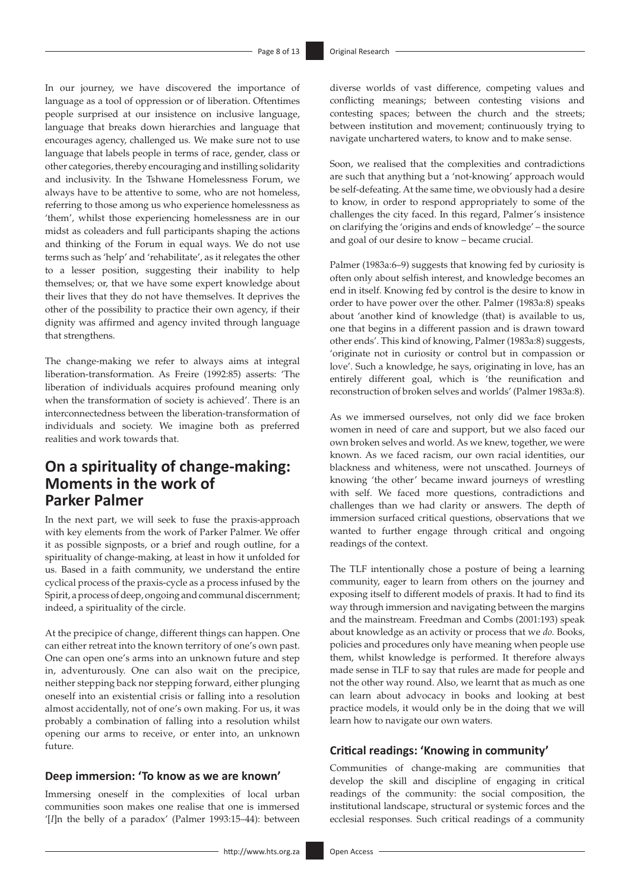In our journey, we have discovered the importance of language as a tool of oppression or of liberation. Oftentimes people surprised at our insistence on inclusive language, language that breaks down hierarchies and language that encourages agency, challenged us. We make sure not to use language that labels people in terms of race, gender, class or other categories, thereby encouraging and instilling solidarity and inclusivity. In the Tshwane Homelessness Forum, we always have to be attentive to some, who are not homeless, referring to those among us who experience homelessness as 'them', whilst those experiencing homelessness are in our midst as coleaders and full participants shaping the actions and thinking of the Forum in equal ways. We do not use terms such as 'help' and 'rehabilitate', as it relegates the other to a lesser position, suggesting their inability to help themselves; or, that we have some expert knowledge about their lives that they do not have themselves. It deprives the other of the possibility to practice their own agency, if their dignity was affirmed and agency invited through language that strengthens.

The change-making we refer to always aims at integral liberation-transformation. As Freire (1992:85) asserts: 'The liberation of individuals acquires profound meaning only when the transformation of society is achieved'. There is an interconnectedness between the liberation-transformation of individuals and society. We imagine both as preferred realities and work towards that.

## On a spirituality of change-making: Moments in the work of Parker Palmer

In the next part, we will seek to fuse the praxis-approach with key elements from the work of Parker Palmer. We offer it as possible signposts, or a brief and rough outline, for a spirituality of change-making, at least in how it unfolded for us. Based in a faith community, we understand the entire cyclical process of the praxis-cycle as a process infused by the Spirit, a process of deep, ongoing and communal discernment; indeed, a spirituality of the circle.

At the precipice of change, different things can happen. One can either retreat into the known territory of one's own past. One can open one's arms into an unknown future and step in, adventurously. One can also wait on the precipice, neither stepping back nor stepping forward, either plunging oneself into an existential crisis or falling into a resolution almost accidentally, not of one's own making. For us, it was probably a combination of falling into a resolution whilst opening our arms to receive, or enter into, an unknown future.

### Deep immersion: 'To know as we are known'

Immersing oneself in the complexities of local urban communities soon makes one realise that one is immersed '[*I*]n the belly of a paradox' (Palmer 1993:15–44): between diverse worlds of vast difference, competing values and conflicting meanings; between contesting visions and contesting spaces; between the church and the streets; between institution and movement; continuously trying to navigate unchartered waters, to know and to make sense.

Soon, we realised that the complexities and contradictions are such that anything but a 'not-knowing' approach would be self-defeating. At the same time, we obviously had a desire to know, in order to respond appropriately to some of the challenges the city faced. In this regard, Palmer's insistence on clarifying the 'origins and ends of knowledge' – the source and goal of our desire to know – became crucial.

Palmer (1983a:6–9) suggests that knowing fed by curiosity is often only about selfish interest, and knowledge becomes an end in itself. Knowing fed by control is the desire to know in order to have power over the other. Palmer (1983a:8) speaks about 'another kind of knowledge (that) is available to us, one that begins in a different passion and is drawn toward other ends'. This kind of knowing, Palmer (1983a:8) suggests, 'originate not in curiosity or control but in compassion or love'. Such a knowledge, he says, originating in love, has an entirely different goal, which is 'the reunification and reconstruction of broken selves and worlds' (Palmer 1983a:8).

As we immersed ourselves, not only did we face broken women in need of care and support, but we also faced our own broken selves and world. As we knew, together, we were known. As we faced racism, our own racial identities, our blackness and whiteness, were not unscathed. Journeys of knowing 'the other' became inward journeys of wrestling with self. We faced more questions, contradictions and challenges than we had clarity or answers. The depth of immersion surfaced critical questions, observations that we wanted to further engage through critical and ongoing readings of the context.

The TLF intentionally chose a posture of being a learning community, eager to learn from others on the journey and exposing itself to different models of praxis. It had to find its way through immersion and navigating between the margins and the mainstream. Freedman and Combs (2001:193) speak about knowledge as an activity or process that we *do.* Books, policies and procedures only have meaning when people use them, whilst knowledge is performed. It therefore always made sense in TLF to say that rules are made for people and not the other way round. Also, we learnt that as much as one can learn about advocacy in books and looking at best practice models, it would only be in the doing that we will learn how to navigate our own waters.

### Critical readings: 'Knowing in community'

Communities of change-making are communities that develop the skill and discipline of engaging in critical readings of the community: the social composition, the institutional landscape, structural or systemic forces and the ecclesial responses. Such critical readings of a community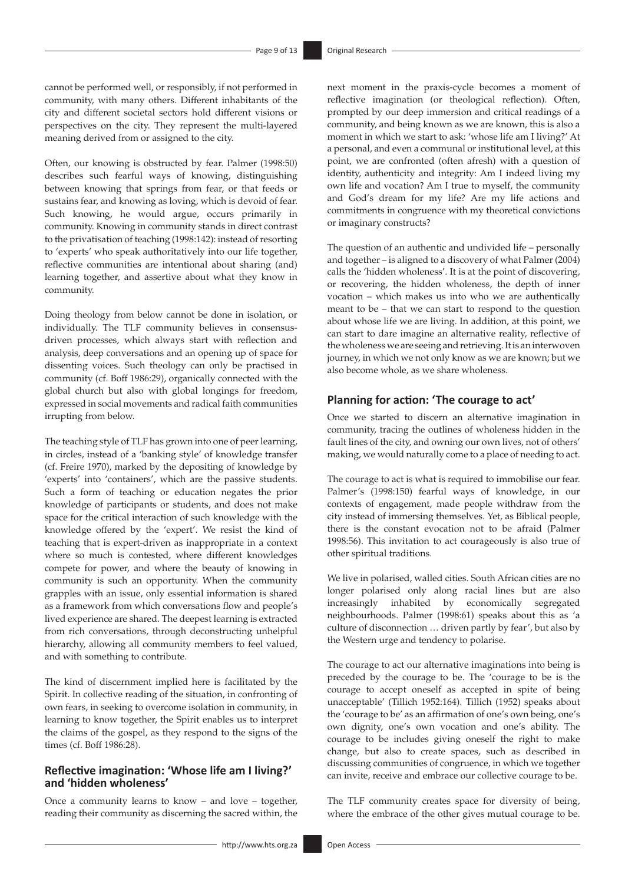cannot be performed well, or responsibly, if not performed in community, with many others. Different inhabitants of the city and different societal sectors hold different visions or perspectives on the city. They represent the multi-layered meaning derived from or assigned to the city.

Often, our knowing is obstructed by fear. Palmer (1998:50) describes such fearful ways of knowing, distinguishing between knowing that springs from fear, or that feeds or sustains fear, and knowing as loving, which is devoid of fear. Such knowing, he would argue, occurs primarily in community. Knowing in community stands in direct contrast to the privatisation of teaching (1998:142): instead of resorting to 'experts' who speak authoritatively into our life together, reflective communities are intentional about sharing (and) learning together, and assertive about what they know in community.

Doing theology from below cannot be done in isolation, or individually. The TLF community believes in consensus-driven processes, which always start with reflection and analysis, deep conversations and an opening up of space for dissenting voices. Such theology can only be practised in community (cf. Boff 1986:29), organically connected with the global church but also with global longings for freedom, expressed in social movements and radical faith communities irrupting from below.

The teaching style of TLF has grown into one of peer learning, in circles, instead of a 'banking style' of knowledge transfer (cf. Freire 1970), marked by the depositing of knowledge by 'experts' into 'containers', which are the passive students. Such a form of teaching or education negates the prior knowledge of participants or students, and does not make space for the critical interaction of such knowledge with the knowledge offered by the 'expert'. We resist the kind of teaching that is expert-driven as inappropriate in a context where so much is contested, where different knowledges compete for power, and where the beauty of knowing in community is such an opportunity. When the community grapples with an issue, only essential information is shared as a framework from which conversations flow and people's lived experience are shared. The deepest learning is extracted from rich conversations, through deconstructing unhelpful hierarchy, allowing all community members to feel valued, and with something to contribute.

The kind of discernment implied here is facilitated by the Spirit. In collective reading of the situation, in confronting of own fears, in seeking to overcome isolation in community, in learning to know together, the Spirit enables us to interpret the claims of the gospel, as they respond to the signs of the times (cf. Boff 1986:28).

## Reflective imagination: 'Whose life am I living?' and 'hidden wholeness'

Once a community learns to know – and love – together, reading their community as discerning the sacred within, the next moment in the praxis-cycle becomes a moment of reflective imagination (or theological reflection). Often, prompted by our deep immersion and critical readings of a community, and being known as we are known, this is also a moment in which we start to ask: 'whose life am I living?' At a personal, and even a communal or institutional level, at this point, we are confronted (often afresh) with a question of identity, authenticity and integrity: Am I indeed living my own life and vocation? Am I true to myself, the community and God's dream for my life? Are my life actions and commitments in congruence with my theoretical convictions or imaginary constructs?

The question of an authentic and undivided life – personally and together – is aligned to a discovery of what Palmer (2004) calls the 'hidden wholeness'. It is at the point of discovering, or recovering, the hidden wholeness, the depth of inner vocation – which makes us into who we are authentically meant to be – that we can start to respond to the question about whose life we are living. In addition, at this point, we can start to dare imagine an alternative reality, reflective of the wholeness we are seeing and retrieving. It is an interwoven journey, in which we not only know as we are known; but we also become whole, as we share wholeness.

## Planning for action: 'The courage to act'

Once we started to discern an alternative imagination in community, tracing the outlines of wholeness hidden in the fault lines of the city, and owning our own lives, not of others' making, we would naturally come to a place of needing to act.

The courage to act is what is required to immobilise our fear. Palmer's (1998:150) fearful ways of knowledge, in our contexts of engagement, made people withdraw from the city instead of immersing themselves. Yet, as Biblical people, there is the constant evocation not to be afraid (Palmer 1998:56). This invitation to act courageously is also true of other spiritual traditions.

We live in polarised, walled cities. South African cities are no longer polarised only along racial lines but are also increasingly inhabited by economically segregated neighbourhoods. Palmer (1998:61) speaks about this as 'a culture of disconnection … driven partly by fear', but also by the Western urge and tendency to polarise.

The courage to act our alternative imaginations into being is preceded by the courage to be. The 'courage to be is the courage to accept oneself as accepted in spite of being unacceptable' (Tillich 1952:164). Tillich (1952) speaks about the 'courage to be' as an affirmation of one's own being, one's own dignity, one's own vocation and one's ability. The courage to be includes giving oneself the right to make change, but also to create spaces, such as described in discussing communities of congruence, in which we together can invite, receive and embrace our collective courage to be.

The TLF community creates space for diversity of being, where the embrace of the other gives mutual courage to be.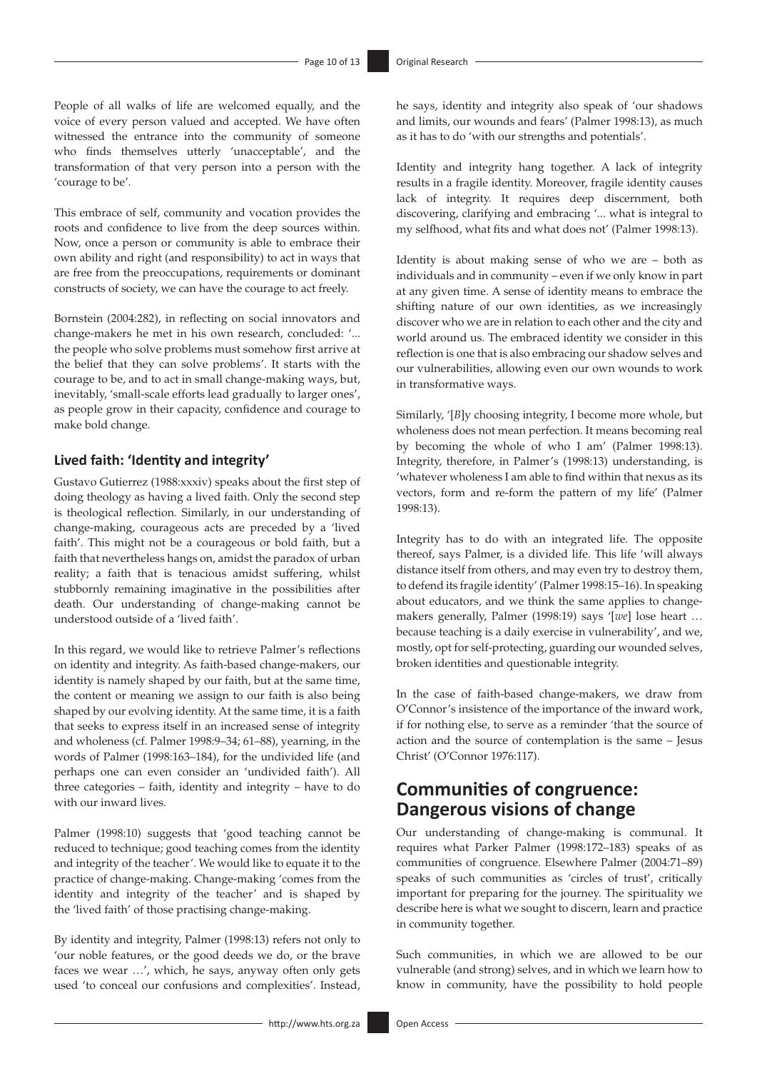People of all walks of life are welcomed equally, and the voice of every person valued and accepted. We have often witnessed the entrance into the community of someone who finds themselves utterly 'unacceptable', and the transformation of that very person into a person with the 'courage to be'.

This embrace of self, community and vocation provides the roots and confidence to live from the deep sources within. Now, once a person or community is able to embrace their own ability and right (and responsibility) to act in ways that are free from the preoccupations, requirements or dominant constructs of society, we can have the courage to act freely.

Bornstein (2004:282), in reflecting on social innovators and change-makers he met in his own research, concluded: '... the people who solve problems must somehow first arrive at the belief that they can solve problems'. It starts with the courage to be, and to act in small change-making ways, but, inevitably, 'small-scale efforts lead gradually to larger ones', as people grow in their capacity, confidence and courage to make bold change.

### Lived faith: 'Identity and integrity'

Gustavo Gutierrez (1988:xxxiv) speaks about the first step of doing theology as having a lived faith. Only the second step is theological reflection. Similarly, in our understanding of change-making, courageous acts are preceded by a 'lived faith'. This might not be a courageous or bold faith, but a faith that nevertheless hangs on, amidst the paradox of urban reality; a faith that is tenacious amidst suffering, whilst stubbornly remaining imaginative in the possibilities after death. Our understanding of change-making cannot be understood outside of a 'lived faith'.

In this regard, we would like to retrieve Palmer's reflections on identity and integrity. As faith-based change-makers, our identity is namely shaped by our faith, but at the same time, the content or meaning we assign to our faith is also being shaped by our evolving identity. At the same time, it is a faith that seeks to express itself in an increased sense of integrity and wholeness (cf. Palmer 1998:9–34; 61–88), yearning, in the words of Palmer (1998:163–184), for the undivided life (and perhaps one can even consider an 'undivided faith'). All three categories – faith, identity and integrity – have to do with our inward lives.

Palmer (1998:10) suggests that 'good teaching cannot be reduced to technique; good teaching comes from the identity and integrity of the teacher'. We would like to equate it to the practice of change-making. Change-making 'comes from the identity and integrity of the teacher' and is shaped by the 'lived faith' of those practising change-making.

By identity and integrity, Palmer (1998:13) refers not only to 'our noble features, or the good deeds we do, or the brave faces we wear …', which, he says, anyway often only gets used 'to conceal our confusions and complexities'. Instead, he says, identity and integrity also speak of 'our shadows and limits, our wounds and fears' (Palmer 1998:13), as much as it has to do 'with our strengths and potentials'.

Identity and integrity hang together. A lack of integrity results in a fragile identity. Moreover, fragile identity causes lack of integrity. It requires deep discernment, both discovering, clarifying and embracing '... what is integral to my selfhood, what fits and what does not' (Palmer 1998:13).

Identity is about making sense of who we are – both as individuals and in community – even if we only know in part at any given time. A sense of identity means to embrace the shifting nature of our own identities, as we increasingly discover who we are in relation to each other and the city and world around us. The embraced identity we consider in this reflection is one that is also embracing our shadow selves and our vulnerabilities, allowing even our own wounds to work in transformative ways.

Similarly, '[*B*]y choosing integrity, I become more whole, but wholeness does not mean perfection. It means becoming real by becoming the whole of who I am' (Palmer 1998:13). Integrity, therefore, in Palmer's (1998:13) understanding, is 'whatever wholeness I am able to find within that nexus as its vectors, form and re-form the pattern of my life' (Palmer 1998:13).

Integrity has to do with an integrated life. The opposite thereof, says Palmer, is a divided life. This life 'will always distance itself from others, and may even try to destroy them, to defend its fragile identity' (Palmer 1998:15–16). In speaking about educators, and we think the same applies to change-makers generally, Palmer (1998:19) says '[*we*] lose heart … because teaching is a daily exercise in vulnerability', and we, mostly, opt for self-protecting, guarding our wounded selves, broken identities and questionable integrity.

In the case of faith-based change-makers, we draw from O'Connor's insistence of the importance of the inward work, if for nothing else, to serve as a reminder 'that the source of action and the source of contemplation is the same – Jesus Christ' (O'Connor 1976:117).

## Communities of congruence: Dangerous visions of change

Our understanding of change-making is communal. It requires what Parker Palmer (1998:172–183) speaks of as communities of congruence. Elsewhere Palmer (2004:71–89) speaks of such communities as 'circles of trust', critically important for preparing for the journey. The spirituality we describe here is what we sought to discern, learn and practice in community together.

Such communities, in which we are allowed to be our vulnerable (and strong) selves, and in which we learn how to know in community, have the possibility to hold people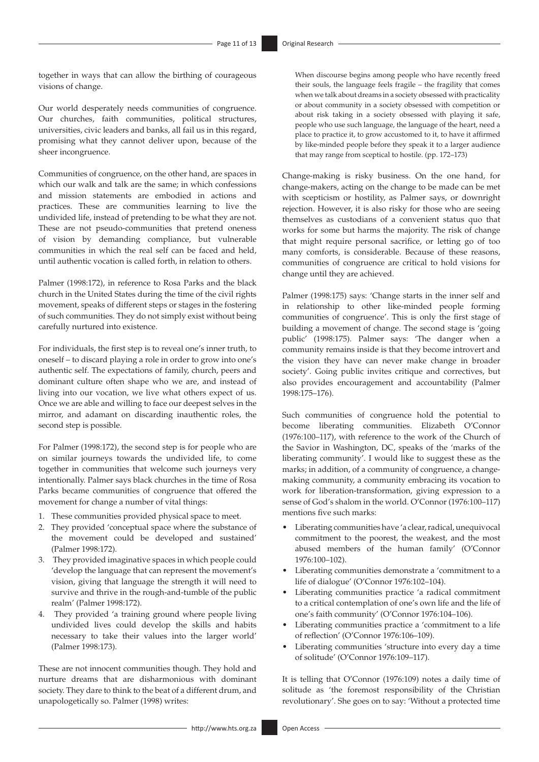together in ways that can allow the birthing of courageous visions of change.

Our world desperately needs communities of congruence. Our churches, faith communities, political structures, universities, civic leaders and banks, all fail us in this regard, promising what they cannot deliver upon, because of the sheer incongruence.

Communities of congruence, on the other hand, are spaces in which our walk and talk are the same; in which confessions and mission statements are embodied in actions and practices. These are communities learning to live the undivided life, instead of pretending to be what they are not. These are not pseudo-communities that pretend oneness of vision by demanding compliance, but vulnerable communities in which the real self can be faced and held, until authentic vocation is called forth, in relation to others.

Palmer (1998:172), in reference to Rosa Parks and the black church in the United States during the time of the civil rights movement, speaks of different steps or stages in the fostering of such communities. They do not simply exist without being carefully nurtured into existence.

For individuals, the first step is to reveal one's inner truth, to oneself – to discard playing a role in order to grow into one's authentic self. The expectations of family, church, peers and dominant culture often shape who we are, and instead of living into our vocation, we live what others expect of us. Once we are able and willing to face our deepest selves in the mirror, and adamant on discarding inauthentic roles, the second step is possible.

For Palmer (1998:172), the second step is for people who are on similar journeys towards the undivided life, to come together in communities that welcome such journeys very intentionally. Palmer says black churches in the time of Rosa Parks became communities of congruence that offered the movement for change a number of vital things:

1. These communities provided physical space to meet.
2. They provided 'conceptual space where the substance of the movement could be developed and sustained' (Palmer 1998:172).
3. They provided imaginative spaces in which people could 'develop the language that can represent the movement's vision, giving that language the strength it will need to survive and thrive in the rough-and-tumble of the public realm' (Palmer 1998:172).
4. They provided 'a training ground where people living undivided lives could develop the skills and habits necessary to take their values into the larger world' (Palmer 1998:173).

These are not innocent communities though. They hold and nurture dreams that are disharmonious with dominant society. They dare to think to the beat of a different drum, and unapologetically so. Palmer (1998) writes:

> When discourse begins among people who have recently freed their souls, the language feels fragile – the fragility that comes when we talk about dreams in a society obsessed with practicality or about community in a society obsessed with competition or about risk taking in a society obsessed with playing it safe, people who use such language, the language of the heart, need a place to practice it, to grow accustomed to it, to have it affirmed by like-minded people before they speak it to a larger audience that may range from sceptical to hostile. (pp. 172–173)

Change-making is risky business. On the one hand, for change-makers, acting on the change to be made can be met with scepticism or hostility, as Palmer says, or downright rejection. However, it is also risky for those who are seeing themselves as custodians of a convenient status quo that works for some but harms the majority. The risk of change that might require personal sacrifice, or letting go of too many comforts, is considerable. Because of these reasons, communities of congruence are critical to hold visions for change until they are achieved.

Palmer (1998:175) says: 'Change starts in the inner self and in relationship to other like-minded people forming communities of congruence'. This is only the first stage of building a movement of change. The second stage is 'going public' (1998:175). Palmer says: 'The danger when a community remains inside is that they become introvert and the vision they have can never make change in broader society'. Going public invites critique and correctives, but also provides encouragement and accountability (Palmer 1998:175–176).

Such communities of congruence hold the potential to become liberating communities. Elizabeth O'Connor (1976:100–117), with reference to the work of the Church of the Savior in Washington, DC, speaks of the 'marks of the liberating community'. I would like to suggest these as the marks; in addition, of a community of congruence, a change-making community, a community embracing its vocation to work for liberation-transformation, giving expression to a sense of God's shalom in the world. O'Connor (1976:100–117) mentions five such marks:

- Liberating communities have 'a clear, radical, unequivocal commitment to the poorest, the weakest, and the most abused members of the human family' (O'Connor 1976:100–102).
- Liberating communities demonstrate a 'commitment to a life of dialogue' (O'Connor 1976:102–104).
- Liberating communities practice 'a radical commitment to a critical contemplation of one's own life and the life of one's faith community' (O'Connor 1976:104–106).
- Liberating communities practice a 'commitment to a life of reflection' (O'Connor 1976:106–109).
- Liberating communities 'structure into every day a time of solitude' (O'Connor 1976:109–117).

It is telling that O'Connor (1976:109) notes a daily time of solitude as 'the foremost responsibility of the Christian revolutionary'. She goes on to say: 'Without a protected time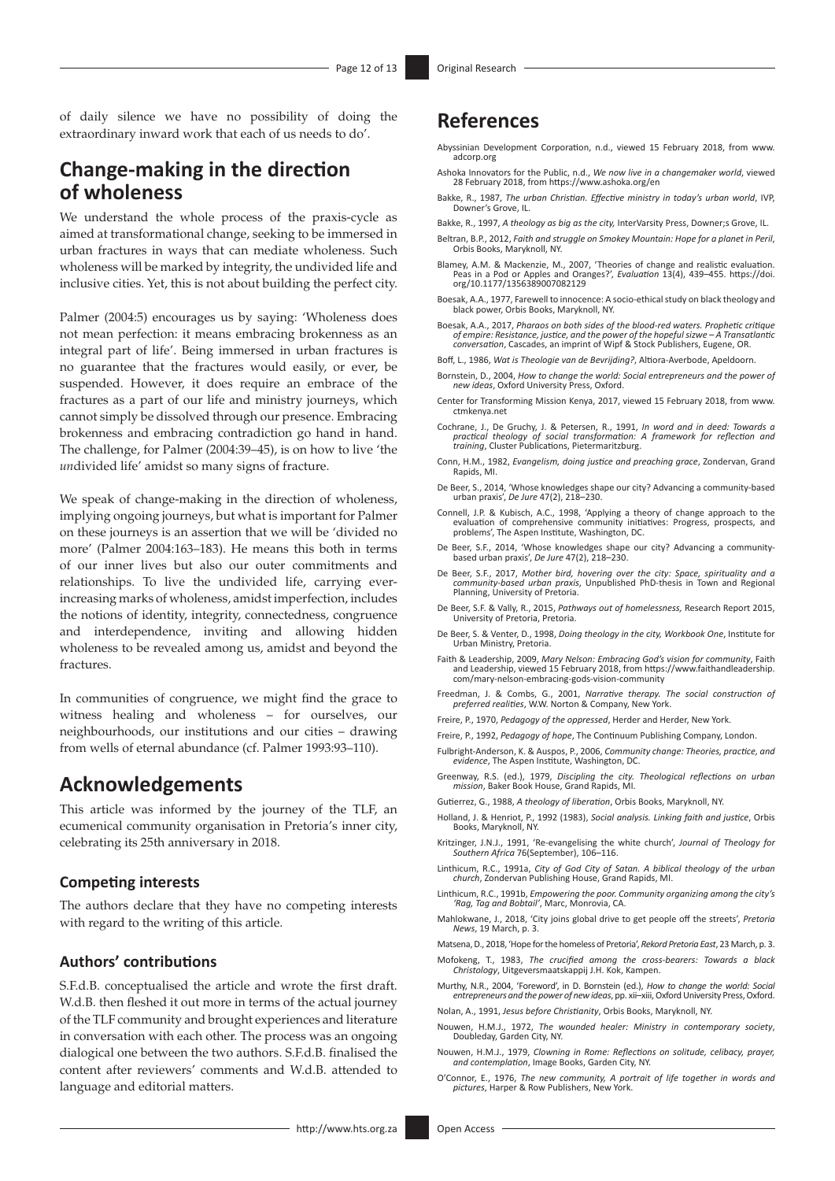of daily silence we have no possibility of doing the extraordinary inward work that each of us needs to do'.

## Change-making in the direction of wholeness

We understand the whole process of the praxis-cycle as aimed at transformational change, seeking to be immersed in urban fractures in ways that can mediate wholeness. Such wholeness will be marked by integrity, the undivided life and inclusive cities. Yet, this is not about building the perfect city.

Palmer (2004:5) encourages us by saying: 'Wholeness does not mean perfection: it means embracing brokenness as an integral part of life'. Being immersed in urban fractures is no guarantee that the fractures would easily, or ever, be suspended. However, it does require an embrace of the fractures as a part of our life and ministry journeys, which cannot simply be dissolved through our presence. Embracing brokenness and embracing contradiction go hand in hand. The challenge, for Palmer (2004:39–45), is on how to live 'the *un*divided life' amidst so many signs of fracture.

We speak of change-making in the direction of wholeness, implying ongoing journeys, but what is important for Palmer on these journeys is an assertion that we will be 'divided no more' (Palmer 2004:163–183). He means this both in terms of our inner lives but also our outer commitments and relationships. To live the undivided life, carrying ever-increasing marks of wholeness, amidst imperfection, includes the notions of identity, integrity, connectedness, congruence and interdependence, inviting and allowing hidden wholeness to be revealed among us, amidst and beyond the fractures.

In communities of congruence, we might find the grace to witness healing and wholeness – for ourselves, our neighbourhoods, our institutions and our cities – drawing from wells of eternal abundance (cf. Palmer 1993:93–110).

## Acknowledgements

This article was informed by the journey of the TLF, an ecumenical community organisation in Pretoria's inner city, celebrating its 25th anniversary in 2018.

### Competing interests

The authors declare that they have no competing interests with regard to the writing of this article.

### Authors' contributions

S.F.d.B. conceptualised the article and wrote the first draft. W.d.B. then fleshed it out more in terms of the actual journey of the TLF community and brought experiences and literature in conversation with each other. The process was an ongoing dialogical one between the two authors. S.F.d.B. finalised the content after reviewers' comments and W.d.B. attended to language and editorial matters.

## References

Abyssinian Development Corporation, n.d., viewed 15 February 2018, from www.adcorp.org

Ashoka Innovators for the Public, n.d., *We now live in a changemaker world*, viewed 28 February 2018, from https://www.ashoka.org/en

Bakke, R., 1987, *The urban Christian. Effective ministry in today's urban world*, IVP, Downer's Grove, IL.

Bakke, R., 1997, *A theology as big as the city,* InterVarsity Press, Downer;s Grove, IL.

Beltran, B.P., 2012, *Faith and struggle on Smokey Mountain: Hope for a planet in Peril*, Orbis Books, Maryknoll, NY.

Blamey, A.M. & Mackenzie, M., 2007, 'Theories of change and realistic evaluation. Peas in a Pod or Apples and Oranges?', *Evaluation* 13(4), 439–455. https://doi.org/10.1177/1356389007082129

Boesak, A.A., 1977, Farewell to innocence: A socio-ethical study on black theology and black power, Orbis Books, Maryknoll, NY.

Boesak, A.A., 2017, *Pharaos on both sides of the blood-red waters. Prophetic critique of empire: Resistance, justice, and the power of the hopeful sizwe – A Transatlantic conversation*, Cascades, an imprint of Wipf & Stock Publishers, Eugene, OR.

Boff, L., 1986, *Wat is Theologie van de Bevrijding?*, Altiora-Averbode, Apeldoorn.

Bornstein, D., 2004, *How to change the world: Social entrepreneurs and the power of new ideas*, Oxford University Press, Oxford.

Center for Transforming Mission Kenya, 2017, viewed 15 February 2018, from www.ctmkenya.net

Cochrane, J., De Gruchy, J. & Petersen, R., 1991, *In word and in deed: Towards a practical theology of social transformation: A framework for reflection and training*, Cluster Publications, Pietermaritzburg.

Conn, H.M., 1982, *Evangelism, doing justice and preaching grace*, Zondervan, Grand Rapids, MI.

De Beer, S., 2014, 'Whose knowledges shape our city? Advancing a community-based urban praxis', *De Jure* 47(2), 218–230.

Connell, J.P. & Kubisch, A.C., 1998, 'Applying a theory of change approach to the evaluation of comprehensive community initiatives: Progress, prospects, and problems', The Aspen Institute, Washington, DC.

De Beer, S.F., 2014, 'Whose knowledges shape our city? Advancing a community-based urban praxis', *De Jure* 47(2), 218–230.

De Beer, S.F., 2017, *Mother bird, hovering over the city: Space, spirituality and a community-based urban praxis*, Unpublished PhD-thesis in Town and Regional Planning, University of Pretoria.

De Beer, S.F. & Vally, R., 2015, *Pathways out of homelessness,* Research Report 2015, University of Pretoria, Pretoria.

De Beer, S. & Venter, D., 1998, *Doing theology in the city, Workbook One*, Institute for Urban Ministry, Pretoria.

Faith & Leadership, 2009, *Mary Nelson: Embracing God's vision for community*, Faith and Leadership, viewed 15 February 2018, from https://www.faithandleadership.com/mary-nelson-embracing-gods-vision-community

Freedman, J. & Combs, G., 2001, *Narrative therapy. The social construction of preferred realities*, W.W. Norton & Company, New York.

Freire, P., 1970, *Pedagogy of the oppressed*, Herder and Herder, New York.

Freire, P., 1992, *Pedagogy of hope*, The Continuum Publishing Company, London.

Fulbright-Anderson, K. & Auspos, P., 2006, *Community change: Theories, practice, and evidence*, The Aspen Institute, Washington, DC.

Greenway, R.S. (ed.), 1979, *Discipling the city. Theological reflections on urban mission*, Baker Book House, Grand Rapids, MI.

Gutierrez, G., 1988, *A theology of liberation*, Orbis Books, Maryknoll, NY.

Holland, J. & Henriot, P., 1992 (1983), *Social analysis. Linking faith and justice*, Orbis Books, Maryknoll, NY.

Kritzinger, J.N.J., 1991, 'Re-evangelising the white church', *Journal of Theology for Southern Africa* 76(September), 106–116.

Linthicum, R.C., 1991a, *City of God City of Satan. A biblical theology of the urban church*, Zondervan Publishing House, Grand Rapids, MI.

Linthicum, R.C., 1991b, *Empowering the poor. Community organizing among the city's 'Rag, Tag and Bobtail'*, Marc, Monrovia, CA.

Mahlokwane, J., 2018, 'City joins global drive to get people off the streets', *Pretoria News*, 19 March, p. 3.

Matsena, D., 2018, 'Hope for the homeless of Pretoria', *Rekord Pretoria East*, 23 March, p. 3.

Mofokeng, T., 1983, *The crucified among the cross-bearers: Towards a black Christology*, Uitgeversmaatskappij J.H. Kok, Kampen.

Murthy, N.R., 2004, 'Foreword', in D. Bornstein (ed.), *How to change the world: Social entrepreneurs and the power of new ideas*, pp. xii–xiii, Oxford University Press, Oxford.

Nolan, A., 1991, *Jesus before Christianity*, Orbis Books, Maryknoll, NY.

Nouwen, H.M.J., 1972, *The wounded healer: Ministry in contemporary society*, Doubleday, Garden City, NY.

Nouwen, H.M.J., 1979, *Clowning in Rome: Reflections on solitude, celibacy, prayer, and contemplation*, Image Books, Garden City, NY.

O'Connor, E., 1976, *The new community, A portrait of life together in words and pictures*, Harper & Row Publishers, New York.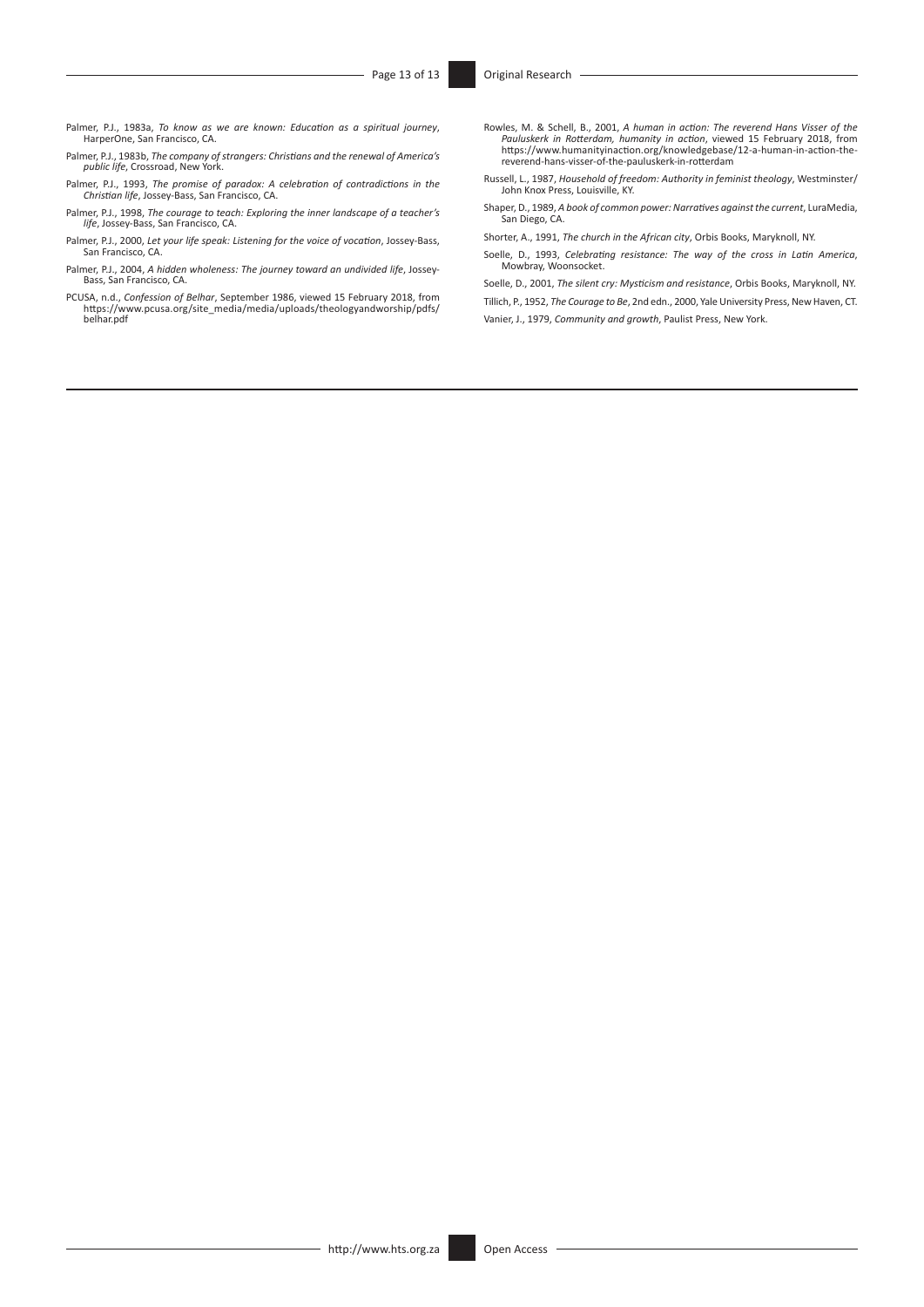Palmer, P.J., 1983a, *To know as we are known: Education as a spiritual journey*, HarperOne, San Francisco, CA.

Palmer, P.J., 1983b, *The company of strangers: Christians and the renewal of America's public life*, Crossroad, New York.

Palmer, P.J., 1993, *The promise of paradox: A celebration of contradictions in the Christian life*, Jossey-Bass, San Francisco, CA.

Palmer, P.J., 1998, *The courage to teach: Exploring the inner landscape of a teacher's life*, Jossey-Bass, San Francisco, CA.

Palmer, P.J., 2000, *Let your life speak: Listening for the voice of vocation*, Jossey-Bass, San Francisco, CA.

Palmer, P.J., 2004, *A hidden wholeness: The journey toward an undivided life*, Jossey-Bass, San Francisco, CA.

PCUSA, n.d., *Confession of Belhar*, September 1986, viewed 15 February 2018, from https://www.pcusa.org/site_media/media/uploads/theologyandworship/pdfs/belhar.pdf

Rowles, M. & Schell, B., 2001, *A human in action: The reverend Hans Visser of the Pauluskerk in Rotterdam, humanity in action*, viewed 15 February 2018, from https://www.humanityinaction.org/knowledgebase/12-a-human-in-action-the-reverend-hans-visser-of-the-pauluskerk-in-rotterdam

Russell, L., 1987, *Household of freedom: Authority in feminist theology*, Westminster/John Knox Press, Louisville, KY.

Shaper, D., 1989, *A book of common power: Narratives against the current*, LuraMedia, San Diego, CA.

Shorter, A., 1991, *The church in the African city*, Orbis Books, Maryknoll, NY.

Soelle, D., 1993, *Celebrating resistance: The way of the cross in Latin America*, Mowbray, Woonsocket.

Soelle, D., 2001, *The silent cry: Mysticism and resistance*, Orbis Books, Maryknoll, NY.

Tillich, P., 1952, *The Courage to Be*, 2nd edn., 2000, Yale University Press, New Haven, CT.

Vanier, J., 1979, *Community and growth*, Paulist Press, New York.